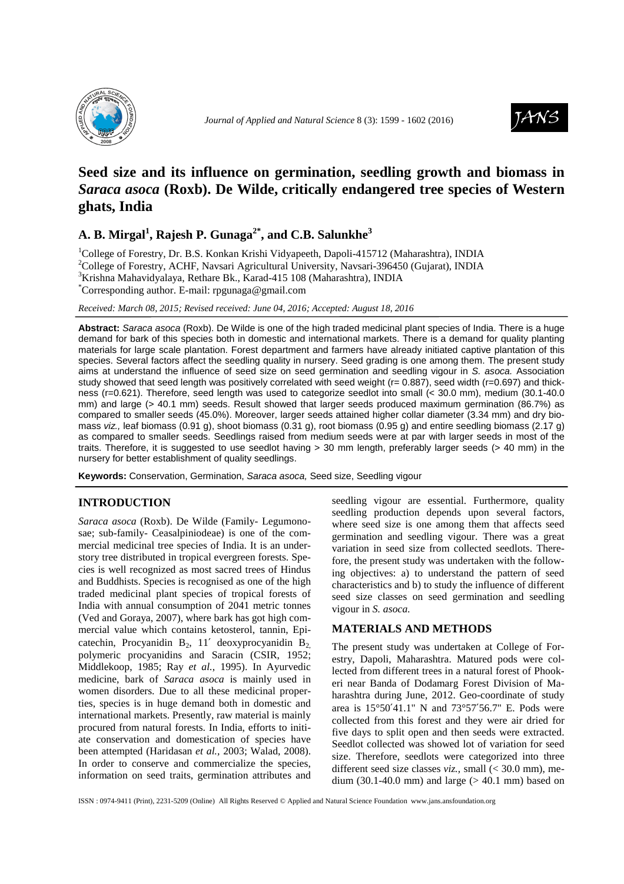# Seed size and its influence on germination, seedling growth and biomass in *Saraca asoca* (Roxb). De Wilde, critically endangered tree species of Western ghats, India

## A. B. Mirgal[1], Rajesh P. Gunaga[2*], and C.B. Salunkhe[3]

[1]College of Forestry, Dr. B.S. Konkan Krishi Vidyapeeth, Dapoli-415712 (Maharashtra), INDIA
[2]College of Forestry, ACHF, Navsari Agricultural University, Navsari-396450 (Gujarat), INDIA
[3]Krishna Mahavidyalaya, Rethare Bk., Karad-415 108 (Maharashtra), INDIA
[*]Corresponding author. E-mail: rpgunaga@gmail.com

*Received: March 08, 2015; Revised received: June 04, 2016; Accepted: August 18, 2016*

**Abstract:** *Saraca asoca* (Roxb). De Wilde is one of the high traded medicinal plant species of India. There is a huge demand for bark of this species both in domestic and international markets. There is a demand for quality planting materials for large scale plantation. Forest department and farmers have already initiated captive plantation of this species. Several factors affect the seedling quality in nursery. Seed grading is one among them. The present study aims at understand the influence of seed size on seed germination and seedling vigour in *S. asoca.* Association study showed that seed length was positively correlated with seed weight (r= 0.887), seed width (r=0.697) and thickness (r=0.621). Therefore, seed length was used to categorize seedlot into small (< 30.0 mm), medium (30.1-40.0 mm) and large (> 40.1 mm) seeds. Result showed that larger seeds produced maximum germination (86.7%) as compared to smaller seeds (45.0%). Moreover, larger seeds attained higher collar diameter (3.34 mm) and dry biomass *viz.,* leaf biomass (0.91 g), shoot biomass (0.31 g), root biomass (0.95 g) and entire seedling biomass (2.17 g) as compared to smaller seeds. Seedlings raised from medium seeds were at par with larger seeds in most of the traits. Therefore, it is suggested to use seedlot having > 30 mm length, preferably larger seeds (> 40 mm) in the nursery for better establishment of quality seedlings.

**Keywords:** Conservation, Germination, *Saraca asoca,* Seed size, Seedling vigour

## INTRODUCTION

*Saraca asoca* (Roxb). De Wilde (Family- Legumonosae; sub-family- Ceasalpiniodeae) is one of the commercial medicinal tree species of India. It is an understory tree distributed in tropical evergreen forests. Species is well recognized as most sacred trees of Hindus and Buddhists. Species is recognised as one of the high traded medicinal plant species of tropical forests of India with annual consumption of 2041 metric tonnes (Ved and Goraya, 2007), where bark has got high commercial value which contains ketosterol, tannin, Epicatechin, Procyanidin $B_2$, 11′ deoxyprocyanidin $B_2$, polymeric procyanidins and Saracin (CSIR, 1952; Middlekoop, 1985; Ray *et al.*, 1995). In Ayurvedic medicine, bark of *Saraca asoca* is mainly used in women disorders. Due to all these medicinal properties, species is in huge demand both in domestic and international markets. Presently, raw material is mainly procured from natural forests. In India, efforts to initiate conservation and domestication of species have been attempted (Haridasan *et al.*, 2003; Walad, 2008). In order to conserve and commercialize the species, information on seed traits, germination attributes and seedling vigour are essential. Furthermore, quality seedling production depends upon several factors, where seed size is one among them that affects seed germination and seedling vigour. There was a great variation in seed size from collected seedlots. Therefore, the present study was undertaken with the following objectives: a) to understand the pattern of seed characteristics and b) to study the influence of different seed size classes on seed germination and seedling vigour in *S. asoca*.

## MATERIALS AND METHODS

The present study was undertaken at College of Forestry, Dapoli, Maharashtra. Matured pods were collected from different trees in a natural forest of Phookeri near Banda of Dodamarg Forest Division of Maharashtra during June, 2012. Geo-coordinate of study area is 15°50′41.1" N and 73°57′56.7" E. Pods were collected from this forest and they were air dried for five days to split open and then seeds were extracted. Seedlot collected was showed lot of variation for seed size. Therefore, seedlots were categorized into three different seed size classes *viz.,* small (< 30.0 mm), medium (30.1-40.0 mm) and large (> 40.1 mm) based on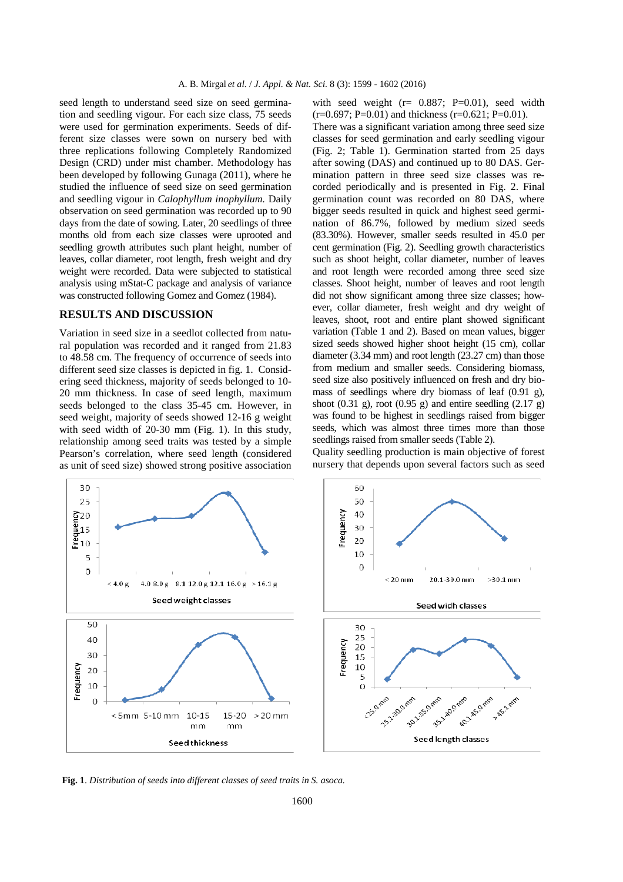seed length to understand seed size on seed germination and seedling vigour. For each size class, 75 seeds were used for germination experiments. Seeds of different size classes were sown on nursery bed with three replications following Completely Randomized Design (CRD) under mist chamber. Methodology has been developed by following Gunaga (2011), where he studied the influence of seed size on seed germination and seedling vigour in *Calophyllum inophyllum*. Daily observation on seed germination was recorded up to 90 days from the date of sowing. Later, 20 seedlings of three months old from each size classes were uprooted and seedling growth attributes such plant height, number of leaves, collar diameter, root length, fresh weight and dry weight were recorded. Data were subjected to statistical analysis using mStat-C package and analysis of variance was constructed following Gomez and Gomez (1984).

## RESULTS AND DISCUSSION

Variation in seed size in a seedlot collected from natural population was recorded and it ranged from 21.83 to 48.58 cm. The frequency of occurrence of seeds into different seed size classes is depicted in fig. 1. Considering seed thickness, majority of seeds belonged to 10-20 mm thickness. In case of seed length, maximum seeds belonged to the class 35-45 cm. However, in seed weight, majority of seeds showed 12-16 g weight with seed width of 20-30 mm (Fig. 1). In this study, relationship among seed traits was tested by a simple Pearson's correlation, where seed length (considered as unit of seed size) showed strong positive association with seed weight (r= 0.887; P=0.01), seed width (r=0.697; P=0.01) and thickness (r=0.621; P=0.01).

There was a significant variation among three seed size classes for seed germination and early seedling vigour (Fig. 2; Table 1). Germination started from 25 days after sowing (DAS) and continued up to 80 DAS. Germination pattern in three seed size classes was recorded periodically and is presented in Fig. 2. Final germination count was recorded on 80 DAS, where bigger seeds resulted in quick and highest seed germination of 86.7%, followed by medium sized seeds (83.30%). However, smaller seeds resulted in 45.0 per cent germination (Fig. 2). Seedling growth characteristics such as shoot height, collar diameter, number of leaves and root length were recorded among three seed size classes. Shoot height, number of leaves and root length did not show significant among three size classes; however, collar diameter, fresh weight and dry weight of leaves, shoot, root and entire plant showed significant variation (Table 1 and 2). Based on mean values, bigger sized seeds showed higher shoot height (15 cm), collar diameter (3.34 mm) and root length (23.27 cm) than those from medium and smaller seeds. Considering biomass, seed size also positively influenced on fresh and dry biomass of seedlings where dry biomass of leaf (0.91 g), shoot (0.31 g), root (0.95 g) and entire seedling (2.17 g) was found to be highest in seedlings raised from bigger seeds, which was almost three times more than those seedlings raised from smaller seeds (Table 2).

Quality seedling production is main objective of forest nursery that depends upon several factors such as seed

**Fig. 1**. *Distribution of seeds into different classes of seed traits in S. asoca.*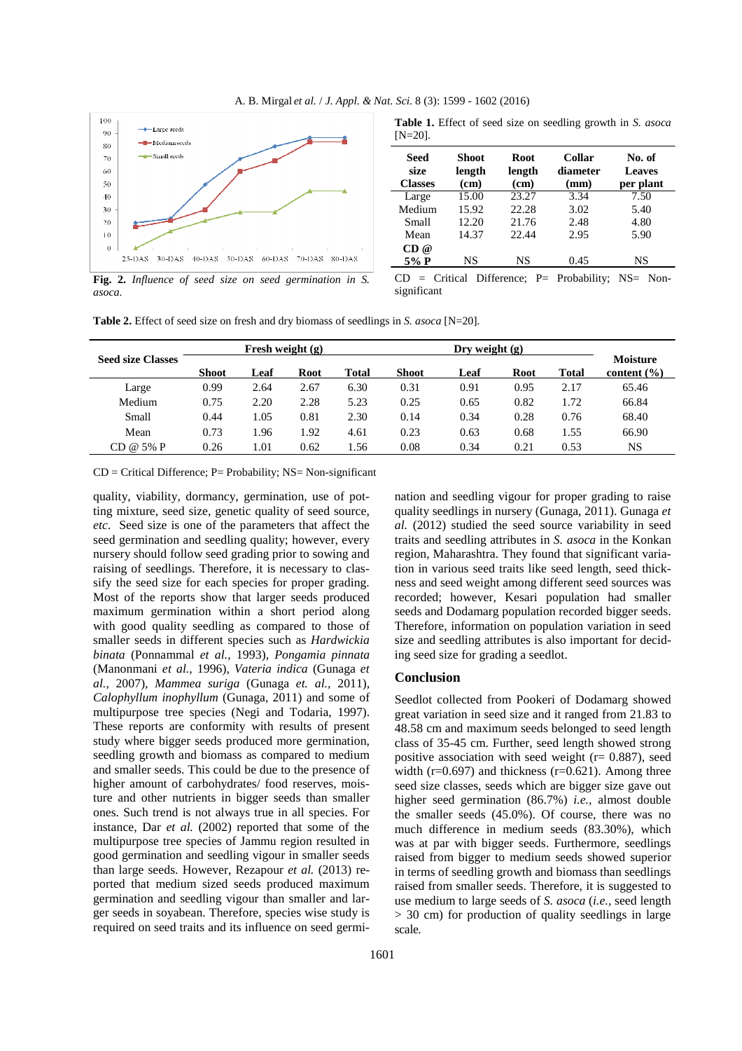**Fig. 2.** *Influence of seed size on seed germination in S. asoca.*

**Table 1.** Effect of seed size on seedling growth in *S. asoca* [N=20].

| Seed size Classes | Shoot length (cm) | Root length (cm) | Collar diameter (mm) | No. of Leaves per plant |
|---|---|---|---|---|
| Large | 15.00 | 23.27 | 3.34 | 7.50 |
| Medium | 15.92 | 22.28 | 3.02 | 5.40 |
| Small | 12.20 | 21.76 | 2.48 | 4.80 |
| Mean | 14.37 | 22.44 | 2.95 | 5.90 |
| CD @ 5% P | NS | NS | 0.45 | NS |

CD = Critical Difference; P= Probability; NS= Non-significant

**Table 2.** Effect of seed size on fresh and dry biomass of seedlings in *S. asoca* [N=20].

| Seed size Classes | Fresh weight (g) | | | | Dry weight (g) | | | | Moisture content (%) |
|---|---|---|---|---|---|---|---|---|---|
| | Shoot | Leaf | Root | Total | Shoot | Leaf | Root | Total | |
| Large | 0.99 | 2.64 | 2.67 | 6.30 | 0.31 | 0.91 | 0.95 | 2.17 | 65.46 |
| Medium | 0.75 | 2.20 | 2.28 | 5.23 | 0.25 | 0.65 | 0.82 | 1.72 | 66.84 |
| Small | 0.44 | 1.05 | 0.81 | 2.30 | 0.14 | 0.34 | 0.28 | 0.76 | 68.40 |
| Mean | 0.73 | 1.96 | 1.92 | 4.61 | 0.23 | 0.63 | 0.68 | 1.55 | 66.90 |
| CD @ 5% P | 0.26 | 1.01 | 0.62 | 1.56 | 0.08 | 0.34 | 0.21 | 0.53 | NS |

CD = Critical Difference; P= Probability; NS= Non-significant

quality, viability, dormancy, germination, use of potting mixture, seed size, genetic quality of seed source, *etc.* Seed size is one of the parameters that affect the seed germination and seedling quality; however, every nursery should follow seed grading prior to sowing and raising of seedlings. Therefore, it is necessary to classify the seed size for each species for proper grading. Most of the reports show that larger seeds produced maximum germination within a short period along with good quality seedling as compared to those of smaller seeds in different species such as *Hardwickia binata* (Ponnammal *et al*., 1993), *Pongamia pinnata* (Manonmani *et al.,* 1996), *Vateria indica* (Gunaga *et al.,* 2007), *Mammea suriga* (Gunaga *et. al.,* 2011), *Calophyllum inophyllum* (Gunaga, 2011) and some of multipurpose tree species (Negi and Todaria, 1997). These reports are conformity with results of present study where bigger seeds produced more germination, seedling growth and biomass as compared to medium and smaller seeds. This could be due to the presence of higher amount of carbohydrates/ food reserves, moisture and other nutrients in bigger seeds than smaller ones. Such trend is not always true in all species. For instance, Dar *et al.* (2002) reported that some of the multipurpose tree species of Jammu region resulted in good germination and seedling vigour in smaller seeds than large seeds. However, Rezapour *et al.* (2013) reported that medium sized seeds produced maximum germination and seedling vigour than smaller and larger seeds in soyabean. Therefore, species wise study is required on seed traits and its influence on seed germination and seedling vigour for proper grading to raise quality seedlings in nursery (Gunaga, 2011). Gunaga *et al.* (2012) studied the seed source variability in seed traits and seedling attributes in *S. asoca* in the Konkan region, Maharashtra. They found that significant variation in various seed traits like seed length, seed thickness and seed weight among different seed sources was recorded; however, Kesari population had smaller seeds and Dodamarg population recorded bigger seeds. Therefore, information on population variation in seed size and seedling attributes is also important for deciding seed size for grading a seedlot.

## Conclusion

Seedlot collected from Pookeri of Dodamarg showed great variation in seed size and it ranged from 21.83 to 48.58 cm and maximum seeds belonged to seed length class of 35-45 cm. Further, seed length showed strong positive association with seed weight (r= 0.887), seed width (r=0.697) and thickness (r=0.621). Among three seed size classes, seeds which are bigger size gave out higher seed germination (86.7%) *i.e.,* almost double the smaller seeds (45.0%). Of course, there was no much difference in medium seeds (83.30%), which was at par with bigger seeds. Furthermore, seedlings raised from bigger to medium seeds showed superior in terms of seedling growth and biomass than seedlings raised from smaller seeds. Therefore, it is suggested to use medium to large seeds of *S. asoca* (*i.e.,* seed length > 30 cm) for production of quality seedlings in large scale.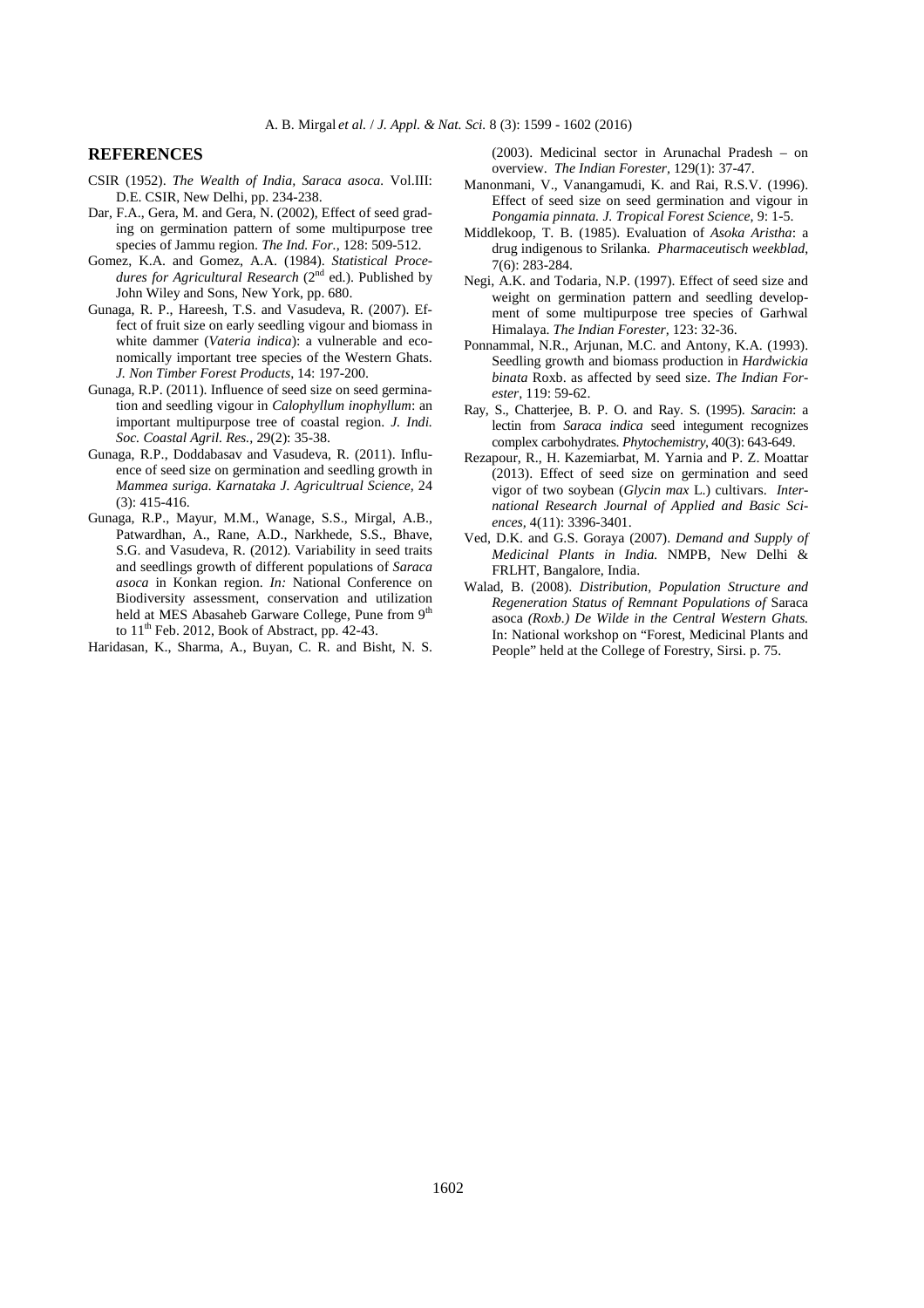## REFERENCES

CSIR (1952). *The Wealth of India, Saraca asoca.* Vol.III: D.E. CSIR, New Delhi, pp. 234-238.

Dar, F.A., Gera, M. and Gera, N. (2002), Effect of seed grading on germination pattern of some multipurpose tree species of Jammu region. *The Ind. For.,* 128: 509-512.

Gomez, K.A. and Gomez, A.A. (1984). *Statistical Procedures for Agricultural Research* (2nd ed.). Published by John Wiley and Sons, New York, pp. 680.

Gunaga, R. P., Hareesh, T.S. and Vasudeva, R. (2007). Effect of fruit size on early seedling vigour and biomass in white dammer (*Vateria indica*): a vulnerable and economically important tree species of the Western Ghats. *J. Non Timber Forest Products,* 14: 197-200.

Gunaga, R.P. (2011). Influence of seed size on seed germination and seedling vigour in *Calophyllum inophyllum*: an important multipurpose tree of coastal region. *J. Indi. Soc. Coastal Agril. Res.,* 29(2): 35-38.

Gunaga, R.P., Doddabasav and Vasudeva, R. (2011). Influence of seed size on germination and seedling growth in *Mammea suriga. Karnataka J. Agricultrual Science,* 24 (3): 415-416.

Gunaga, R.P., Mayur, M.M., Wanage, S.S., Mirgal, A.B., Patwardhan, A., Rane, A.D., Narkhede, S.S., Bhave, S.G. and Vasudeva, R. (2012). Variability in seed traits and seedlings growth of different populations of *Saraca asoca* in Konkan region. *In:* National Conference on Biodiversity assessment, conservation and utilization held at MES Abasaheb Garware College, Pune from 9th to 11th Feb. 2012, Book of Abstract, pp. 42-43.

Haridasan, K., Sharma, A., Buyan, C. R. and Bisht, N. S. (2003). Medicinal sector in Arunachal Pradesh – on overview. *The Indian Forester,* 129(1): 37-47.

Manonmani, V., Vanangamudi, K. and Rai, R.S.V. (1996). Effect of seed size on seed germination and vigour in *Pongamia pinnata. J. Tropical Forest Science,* 9: 1-5.

Middlekoop, T. B. (1985). Evaluation of *Asoka Aristha*: a drug indigenous to Srilanka. *Pharmaceutisch weekblad,* 7(6): 283-284.

Negi, A.K. and Todaria, N.P. (1997). Effect of seed size and weight on germination pattern and seedling development of some multipurpose tree species of Garhwal Himalaya. *The Indian Forester,* 123: 32-36.

Ponnammal, N.R., Arjunan, M.C. and Antony, K.A. (1993). Seedling growth and biomass production in *Hardwickia binata* Roxb. as affected by seed size. *The Indian Forester,* 119: 59-62.

Ray, S., Chatterjee, B. P. O. and Ray. S. (1995). *Saracin*: a lectin from *Saraca indica* seed integument recognizes complex carbohydrates. *Phytochemistry*, 40(3): 643-649.

Rezapour, R., H. Kazemiarbat, M. Yarnia and P. Z. Moattar (2013). Effect of seed size on germination and seed vigor of two soybean (*Glycin max* L.) cultivars. *International Research Journal of Applied and Basic Sciences,* 4(11): 3396-3401.

Ved, D.K. and G.S. Goraya (2007). *Demand and Supply of Medicinal Plants in India.* NMPB, New Delhi & FRLHT, Bangalore, India.

Walad, B. (2008). *Distribution, Population Structure and Regeneration Status of Remnant Populations of* Saraca asoca *(Roxb.) De Wilde in the Central Western Ghats.* In: National workshop on "Forest, Medicinal Plants and People" held at the College of Forestry, Sirsi. p. 75.